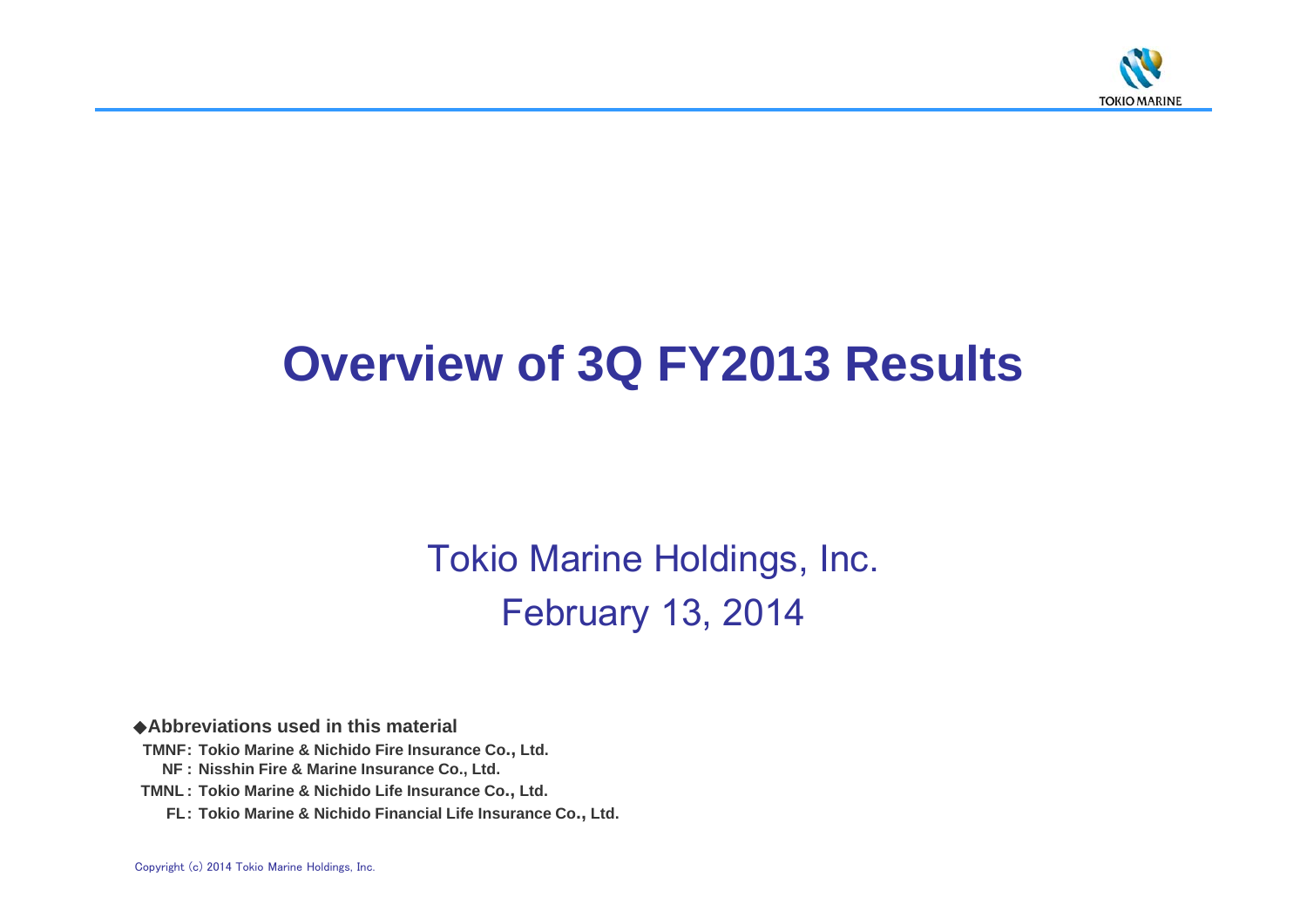# Overview of 3Q FY2013 Results

Tokio Marine Holdings, Inc.
February 13, 2014

◆**Abbreviations used in this material**

**TMNF: Tokio Marine & Nichido Fire Insurance Co., Ltd.**
**NF : Nisshin Fire & Marine Insurance Co., Ltd.**
**TMNL : Tokio Marine & Nichido Life Insurance Co., Ltd.**
**FL: Tokio Marine & Nichido Financial Life Insurance Co., Ltd.**

Copyright (c) 2014 Tokio Marine Holdings, Inc.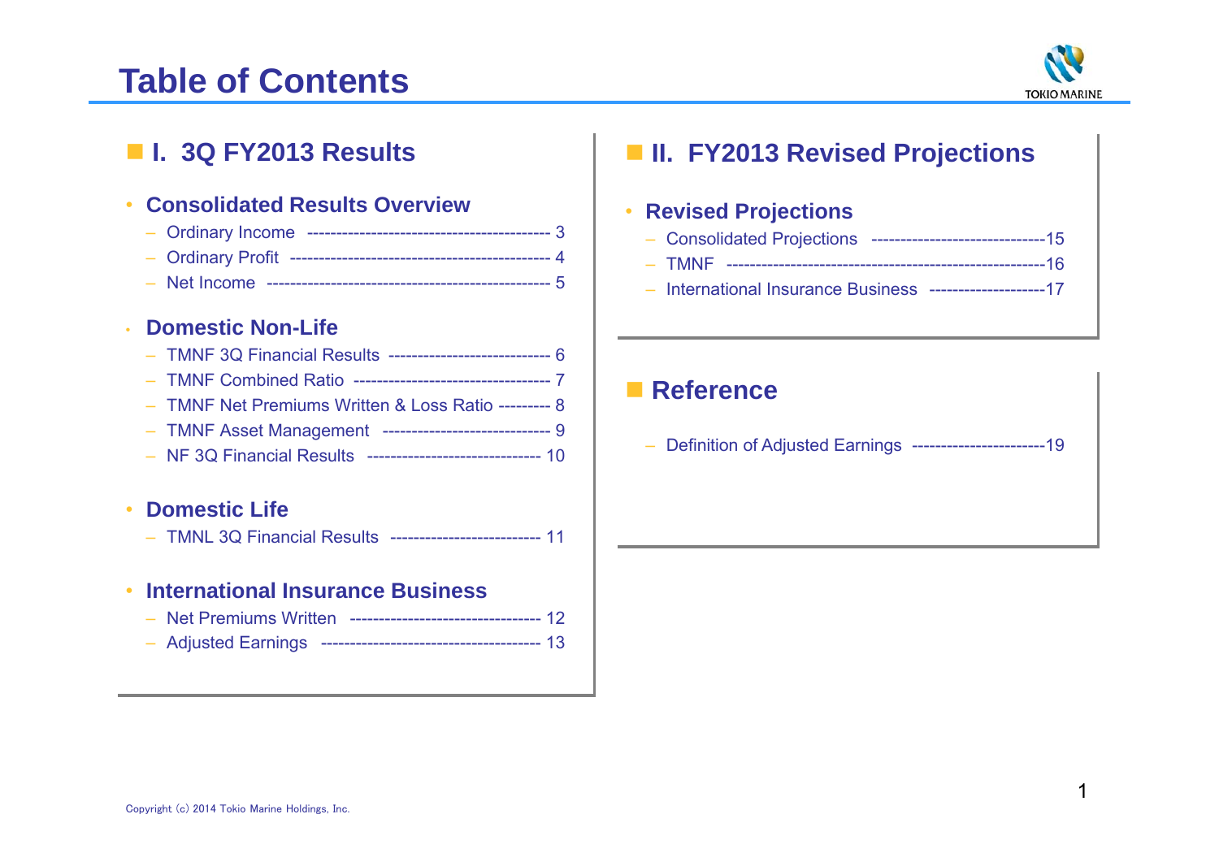# Table of Contents

## I. 3Q FY2013 Results

- **Consolidated Results Overview**
  - Ordinary Income ---------------------------------------- 3
  - Ordinary Profit ------------------------------------------ 4
  - Net Income ----------------------------------------------- 5
- **Domestic Non-Life**
  - TMNF 3Q Financial Results ---------------------------- 6
  - TMNF Combined Ratio --------------------------------- 7
  - TMNF Net Premiums Written & Loss Ratio --------- 8
  - TMNF Asset Management ---------------------------- 9
  - NF 3Q Financial Results ----------------------------- 10
- **Domestic Life**
  - TMNL 3Q Financial Results ------------------------- 11
- **International Insurance Business**
  - Net Premiums Written -------------------------------- 12
  - Adjusted Earnings ------------------------------------- 13

## II. FY2013 Revised Projections

- **Revised Projections**
  - Consolidated Projections -----------------------------15
  - TMNF ------------------------------------------------------16
  - International Insurance Business --------------------17

## Reference

- Definition of Adjusted Earnings -----------------------19

Copyright (c) 2014 Tokio Marine Holdings, Inc.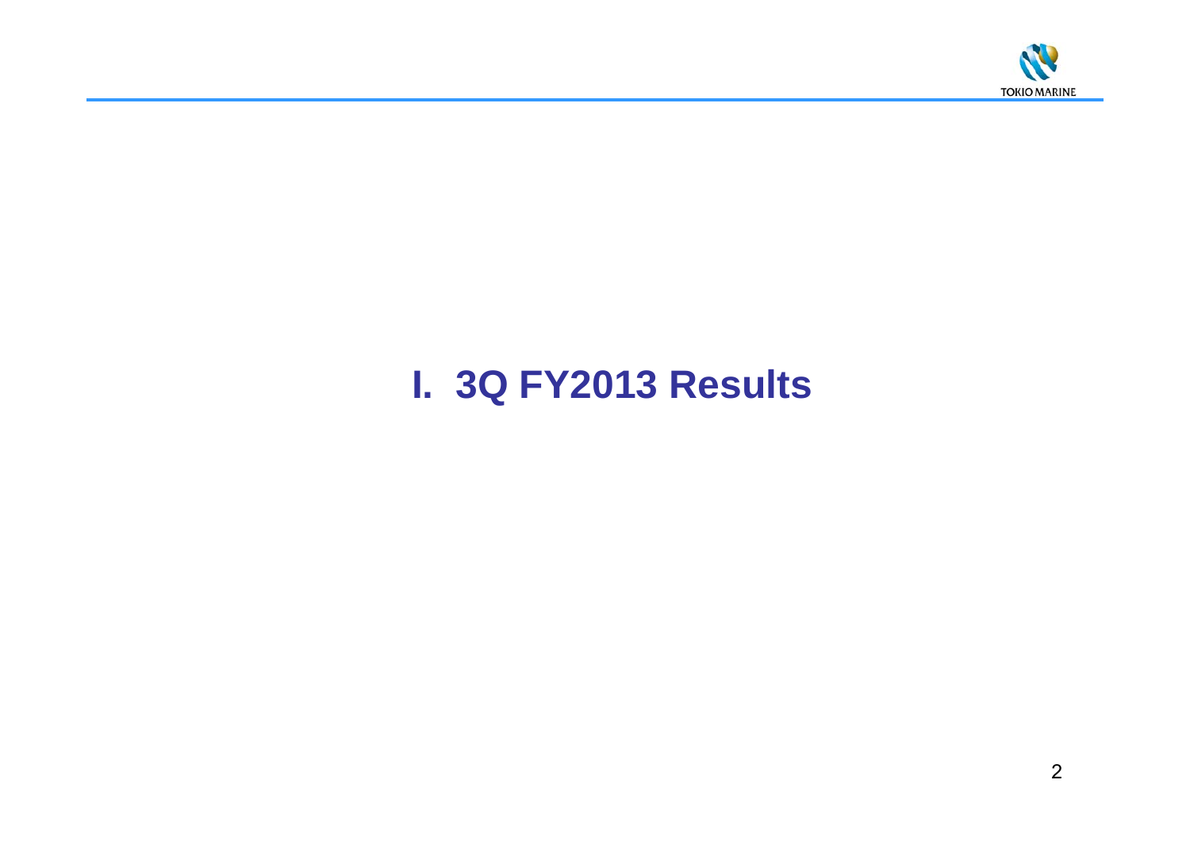# I. 3Q FY2013 Results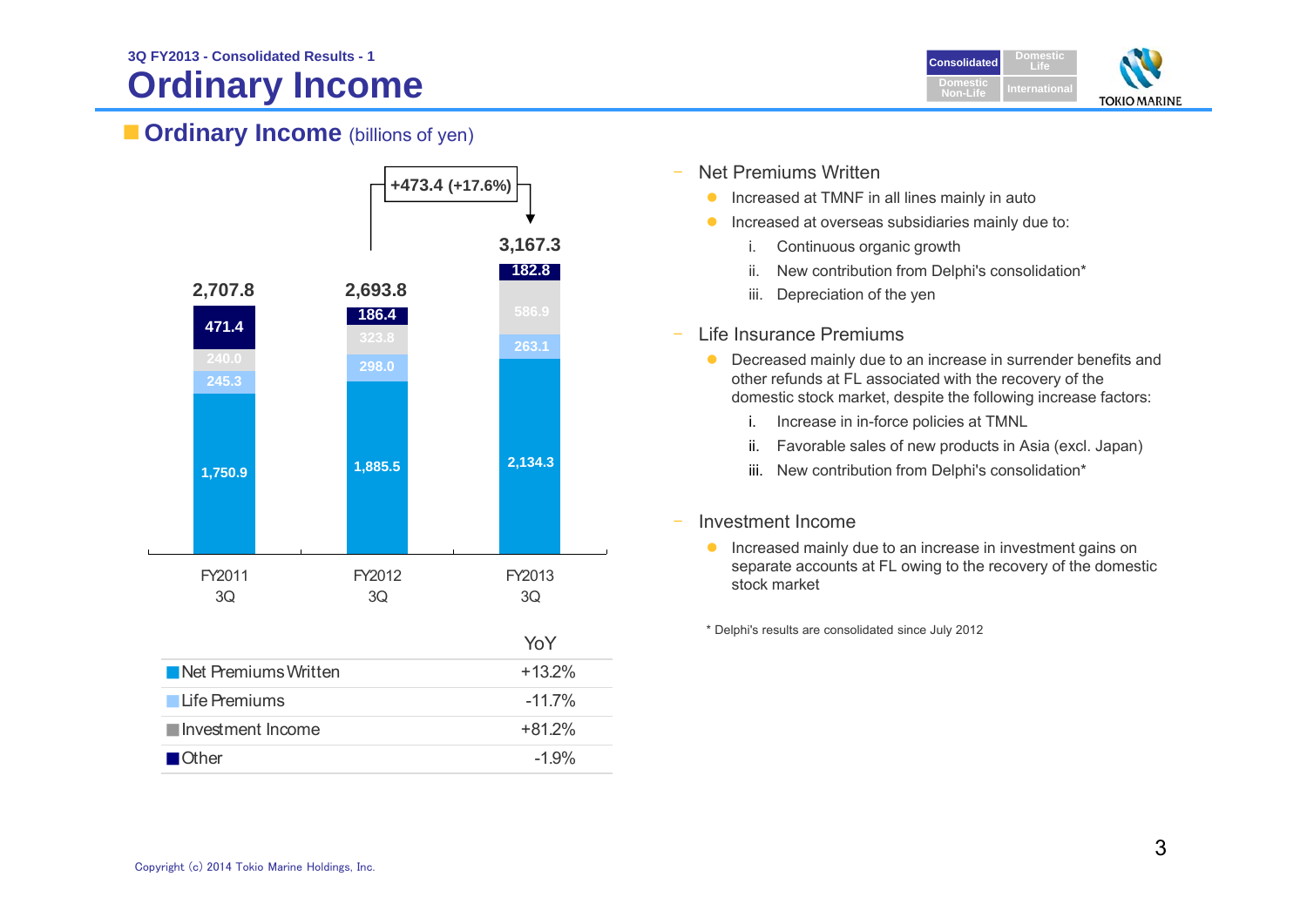3Q FY2013 - Consolidated Results - 1

# Ordinary Income

## Ordinary Income (billions of yen)

| | FY2011 3Q | FY2012 3Q | FY2013 3Q |
|---|---|---|---|
| Net Premiums Written | 1,750.9 | 1,885.5 | 2,134.3 |
| Life Premiums | 245.3 | 298.0 | 263.1 |
| Investment Income | 240.0 | 323.8 | 586.9 |
| Other | 471.4 | 186.4 | 182.8 |
| Total | 2,707.8 | 2,693.8 | 3,167.3 |

FY2012 3Q → FY2013 3Q: +473.4 (+17.6%)

| | YoY |
|---|---|
| Net Premiums Written | +13.2% |
| Life Premiums | -11.7% |
| Investment Income | +81.2% |
| Other | -1.9% |

- Net Premiums Written
  - Increased at TMNF in all lines mainly in auto
  - Increased at overseas subsidiaries mainly due to:
    - i. Continuous organic growth
    - ii. New contribution from Delphi's consolidation*
    - iii. Depreciation of the yen

- Life Insurance Premiums
  - Decreased mainly due to an increase in surrender benefits and other refunds at FL associated with the recovery of the domestic stock market, despite the following increase factors:
    - i. Increase in in-force policies at TMNL
    - ii. Favorable sales of new products in Asia (excl. Japan)
    - iii. New contribution from Delphi's consolidation*

- Investment Income
  - Increased mainly due to an increase in investment gains on separate accounts at FL owing to the recovery of the domestic stock market

* Delphi's results are consolidated since July 2012

Copyright (c) 2014 Tokio Marine Holdings, Inc.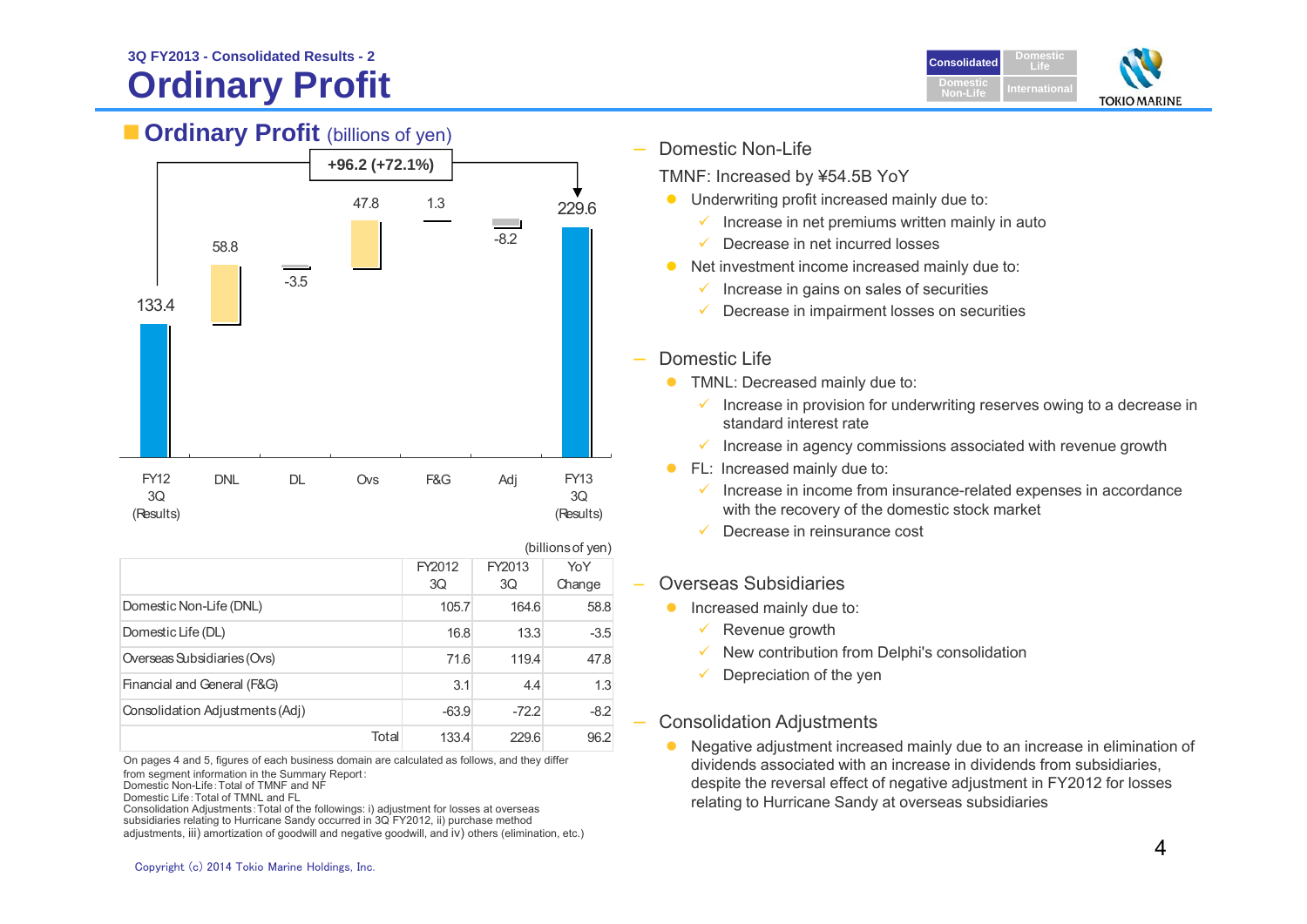3Q FY2013 - Consolidated Results - 2

# Ordinary Profit

## Ordinary Profit (billions of yen)

+96.2 (+72.1%)

| FY12 3Q (Results) | DNL | DL | Ovs | F&G | Adj | FY13 3Q (Results) |
|---|---|---|---|---|---|---|
| 133.4 | 58.8 | -3.5 | 47.8 | 1.3 | -8.2 | 229.6 |

(billions of yen)

| | FY2012 3Q | FY2013 3Q | YoY Change |
|---|---|---|---|
| Domestic Non-Life (DNL) | 105.7 | 164.6 | 58.8 |
| Domestic Life (DL) | 16.8 | 13.3 | -3.5 |
| Overseas Subsidiaries (Ovs) | 71.6 | 119.4 | 47.8 |
| Financial and General (F&G) | 3.1 | 4.4 | 1.3 |
| Consolidation Adjustments (Adj) | -63.9 | -72.2 | -8.2 |
| Total | 133.4 | 229.6 | 96.2 |

On pages 4 and 5, figures of each business domain are calculated as follows, and they differ from segment information in the Summary Report:
Domestic Non-Life : Total of TMNF and NF
Domestic Life : Total of TMNL and FL
Consolidation Adjustments : Total of the followings: i) adjustment for losses at overseas subsidiaries relating to Hurricane Sandy occurred in 3Q FY2012, ii) purchase method adjustments, iii) amortization of goodwill and negative goodwill, and iv) others (elimination, etc.)

– Domestic Non-Life

TMNF: Increased by ¥54.5B YoY

- Underwriting profit increased mainly due to:
  - ✓ Increase in net premiums written mainly in auto
  - ✓ Decrease in net incurred losses
- Net investment income increased mainly due to:
  - ✓ Increase in gains on sales of securities
  - ✓ Decrease in impairment losses on securities

– Domestic Life

- TMNL: Decreased mainly due to:
  - ✓ Increase in provision for underwriting reserves owing to a decrease in standard interest rate
  - ✓ Increase in agency commissions associated with revenue growth
- FL: Increased mainly due to:
  - ✓ Increase in income from insurance-related expenses in accordance with the recovery of the domestic stock market
  - ✓ Decrease in reinsurance cost

– Overseas Subsidiaries

- Increased mainly due to:
  - ✓ Revenue growth
  - ✓ New contribution from Delphi's consolidation
  - ✓ Depreciation of the yen

– Consolidation Adjustments

- Negative adjustment increased mainly due to an increase in elimination of dividends associated with an increase in dividends from subsidiaries, despite the reversal effect of negative adjustment in FY2012 for losses relating to Hurricane Sandy at overseas subsidiaries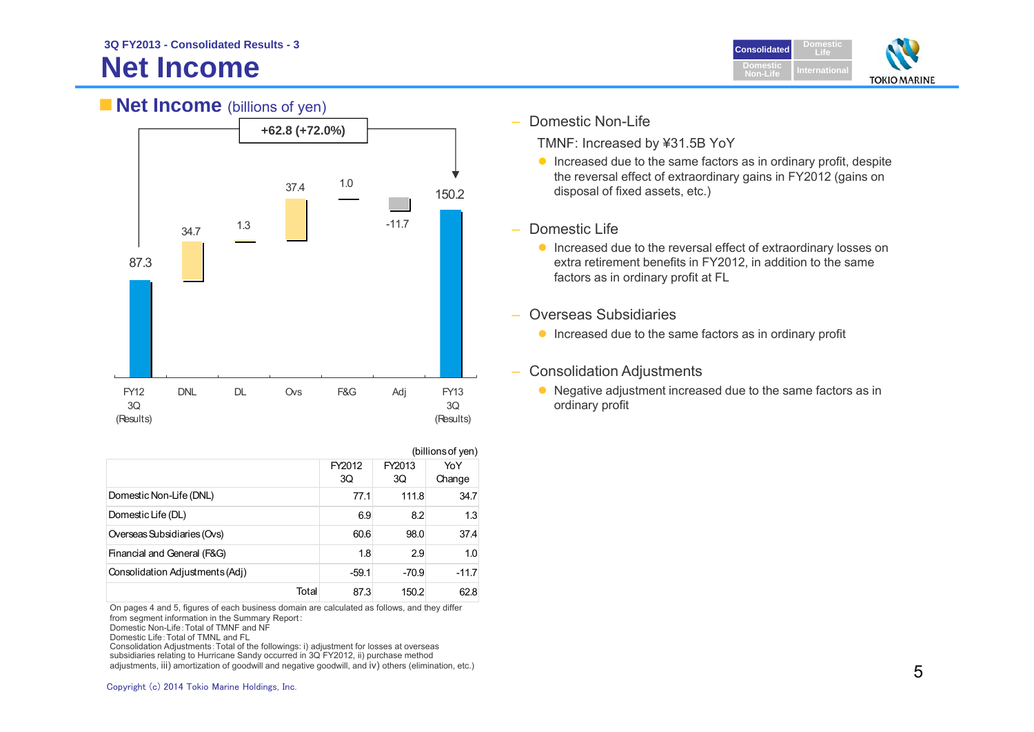3Q FY2013 - Consolidated Results - 3

# Net Income

## Net Income (billions of yen)

+62.8 (+72.0%)

| | FY12 3Q (Results) | DNL | DL | Ovs | F&G | Adj | FY13 3Q (Results) |
|---|---|---|---|---|---|---|---|
| | 87.3 | 34.7 | 1.3 | 37.4 | 1.0 | -11.7 | 150.2 |

(billions of yen)

| | FY2012 3Q | FY2013 3Q | YoY Change |
|---|---|---|---|
| Domestic Non-Life (DNL) | 77.1 | 111.8 | 34.7 |
| Domestic Life (DL) | 6.9 | 8.2 | 1.3 |
| Overseas Subsidiaries (Ovs) | 60.6 | 98.0 | 37.4 |
| Financial and General (F&G) | 1.8 | 2.9 | 1.0 |
| Consolidation Adjustments (Adj) | -59.1 | -70.9 | -11.7 |
| Total | 87.3 | 150.2 | 62.8 |

On pages 4 and 5, figures of each business domain are calculated as follows, and they differ from segment information in the Summary Report:
Domestic Non-Life: Total of TMNF and NF
Domestic Life: Total of TMNL and FL
Consolidation Adjustments: Total of the followings: i) adjustment for losses at overseas subsidiaries relating to Hurricane Sandy occurred in 3Q FY2012, ii) purchase method adjustments, iii) amortization of goodwill and negative goodwill, and iv) others (elimination, etc.)

– Domestic Non-Life

TMNF: Increased by ¥31.5B YoY

- Increased due to the same factors as in ordinary profit, despite the reversal effect of extraordinary gains in FY2012 (gains on disposal of fixed assets, etc.)

– Domestic Life

- Increased due to the reversal effect of extraordinary losses on extra retirement benefits in FY2012, in addition to the same factors as in ordinary profit at FL

– Overseas Subsidiaries

- Increased due to the same factors as in ordinary profit

– Consolidation Adjustments

- Negative adjustment increased due to the same factors as in ordinary profit

Copyright (c) 2014 Tokio Marine Holdings, Inc.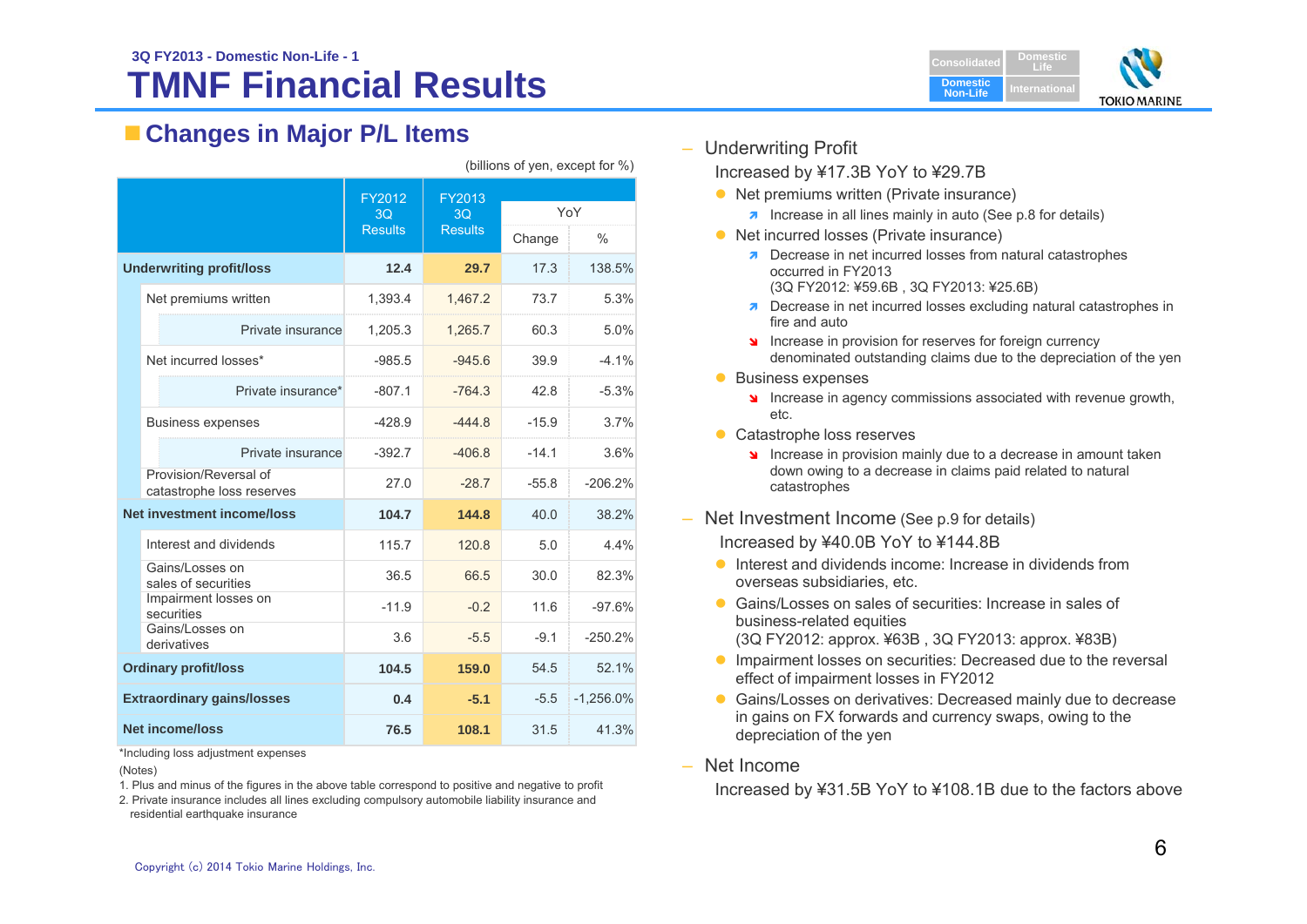3Q FY2013 - Domestic Non-Life - 1

# TMNF Financial Results

## Changes in Major P/L Items

(billions of yen, except for %)

| | FY2012 3Q Results | FY2013 3Q Results | YoY Change | YoY % |
|---|---|---|---|---|
| **Underwriting profit/loss** | **12.4** | **29.7** | 17.3 | 138.5% |
| Net premiums written | 1,393.4 | 1,467.2 | 73.7 | 5.3% |
| Private insurance | 1,205.3 | 1,265.7 | 60.3 | 5.0% |
| Net incurred losses* | -985.5 | -945.6 | 39.9 | -4.1% |
| Private insurance* | -807.1 | -764.3 | 42.8 | -5.3% |
| Business expenses | -428.9 | -444.8 | -15.9 | 3.7% |
| Private insurance | -392.7 | -406.8 | -14.1 | 3.6% |
| Provision/Reversal of catastrophe loss reserves | 27.0 | -28.7 | -55.8 | -206.2% |
| **Net investment income/loss** | **104.7** | **144.8** | 40.0 | 38.2% |
| Interest and dividends | 115.7 | 120.8 | 5.0 | 4.4% |
| Gains/Losses on sales of securities | 36.5 | 66.5 | 30.0 | 82.3% |
| Impairment losses on securities | -11.9 | -0.2 | 11.6 | -97.6% |
| Gains/Losses on derivatives | 3.6 | -5.5 | -9.1 | -250.2% |
| **Ordinary profit/loss** | **104.5** | **159.0** | 54.5 | 52.1% |
| **Extraordinary gains/losses** | **0.4** | **-5.1** | -5.5 | -1,256.0% |
| **Net income/loss** | **76.5** | **108.1** | 31.5 | 41.3% |

*Including loss adjustment expenses

(Notes)

1. Plus and minus of the figures in the above table correspond to positive and negative to profit
2. Private insurance includes all lines excluding compulsory automobile liability insurance and residential earthquake insurance

– Underwriting Profit

Increased by ¥17.3B YoY to ¥29.7B

- Net premiums written (Private insurance)
  - ↗ Increase in all lines mainly in auto (See p.8 for details)
- Net incurred losses (Private insurance)
  - ↗ Decrease in net incurred losses from natural catastrophes occurred in FY2013 (3Q FY2012: ¥59.6B , 3Q FY2013: ¥25.6B)
  - ↗ Decrease in net incurred losses excluding natural catastrophes in fire and auto
  - ↘ Increase in provision for reserves for foreign currency denominated outstanding claims due to the depreciation of the yen
- Business expenses
  - ↘ Increase in agency commissions associated with revenue growth, etc.
- Catastrophe loss reserves
  - ↘ Increase in provision mainly due to a decrease in amount taken down owing to a decrease in claims paid related to natural catastrophes

– Net Investment Income (See p.9 for details)

Increased by ¥40.0B YoY to ¥144.8B

- Interest and dividends income: Increase in dividends from overseas subsidiaries, etc.
- Gains/Losses on sales of securities: Increase in sales of business-related equities (3Q FY2012: approx. ¥63B , 3Q FY2013: approx. ¥83B)
- Impairment losses on securities: Decreased due to the reversal effect of impairment losses in FY2012
- Gains/Losses on derivatives: Decreased mainly due to decrease in gains on FX forwards and currency swaps, owing to the depreciation of the yen

– Net Income

Increased by ¥31.5B YoY to ¥108.1B due to the factors above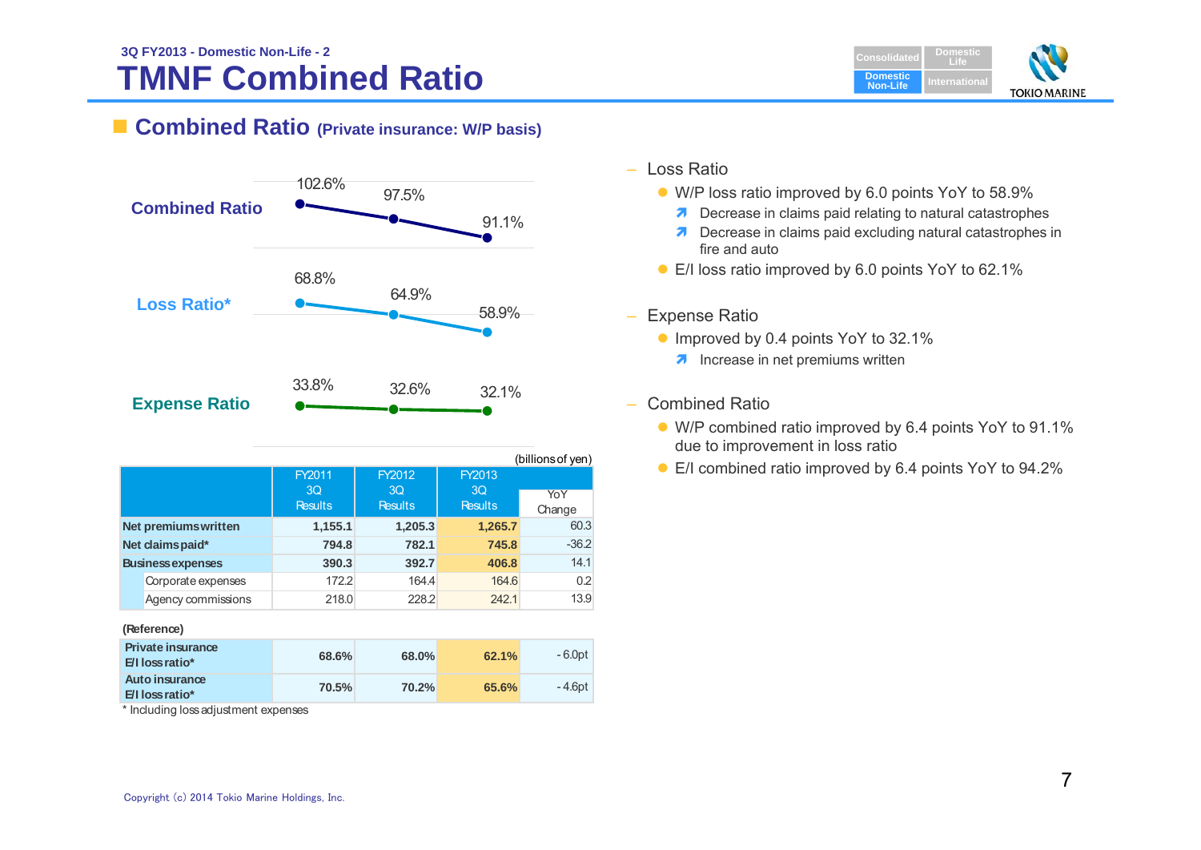3Q FY2013 - Domestic Non-Life - 2

# TMNF Combined Ratio

## Combined Ratio (Private insurance: W/P basis)

| | FY2011 3Q | FY2012 3Q | FY2013 3Q |
|---|---|---|---|
| Combined Ratio | 102.6% | 97.5% | 91.1% |
| Loss Ratio* | 68.8% | 64.9% | 58.9% |
| Expense Ratio | 33.8% | 32.6% | 32.1% |

(billions of yen)

| | FY2011 3Q Results | FY2012 3Q Results | FY2013 3Q Results | YoY Change |
|---|---|---|---|---|
| **Net premiums written** | **1,155.1** | **1,205.3** | **1,265.7** | 60.3 |
| **Net claims paid*** | **794.8** | **782.1** | **745.8** | -36.2 |
| **Business expenses** | **390.3** | **392.7** | **406.8** | 14.1 |
| Corporate expenses | 172.2 | 164.4 | 164.6 | 0.2 |
| Agency commissions | 218.0 | 228.2 | 242.1 | 13.9 |

(Reference)

| | | | | |
|---|---|---|---|---|
| **Private insurance E/I loss ratio*** | **68.6%** | **68.0%** | **62.1%** | - 6.0pt |
| **Auto insurance E/I loss ratio*** | **70.5%** | **70.2%** | **65.6%** | - 4.6pt |

\* Including loss adjustment expenses

- Loss Ratio
  - W/P loss ratio improved by 6.0 points YoY to 58.9%
    - ↗ Decrease in claims paid relating to natural catastrophes
    - ↗ Decrease in claims paid excluding natural catastrophes in fire and auto
  - E/I loss ratio improved by 6.0 points YoY to 62.1%
- Expense Ratio
  - Improved by 0.4 points YoY to 32.1%
    - ↗ Increase in net premiums written
- Combined Ratio
  - W/P combined ratio improved by 6.4 points YoY to 91.1% due to improvement in loss ratio
  - E/I combined ratio improved by 6.4 points YoY to 94.2%

Copyright (c) 2014 Tokio Marine Holdings, Inc.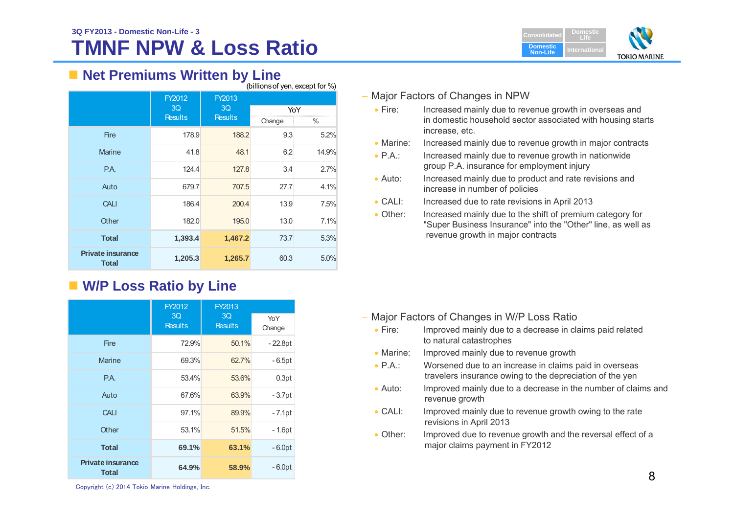3Q FY2013 - Domestic Non-Life - 3

# TMNF NPW & Loss Ratio

## Net Premiums Written by Line

(billions of yen, except for %)

| | FY2012 3Q Results | FY2013 3Q Results | YoY | |
|---|---|---|---|---|
| | | | Change | % |
| Fire | 178.9 | 188.2 | 9.3 | 5.2% |
| Marine | 41.8 | 48.1 | 6.2 | 14.9% |
| P.A. | 124.4 | 127.8 | 3.4 | 2.7% |
| Auto | 679.7 | 707.5 | 27.7 | 4.1% |
| CALI | 186.4 | 200.4 | 13.9 | 7.5% |
| Other | 182.0 | 195.0 | 13.0 | 7.1% |
| **Total** | **1,393.4** | **1,467.2** | 73.7 | 5.3% |
| **Private insurance Total** | **1,205.3** | **1,265.7** | 60.3 | 5.0% |

– Major Factors of Changes in NPW

- Fire: Increased mainly due to revenue growth in overseas and in domestic household sector associated with housing starts increase, etc.
- Marine: Increased mainly due to revenue growth in major contracts
- P.A.: Increased mainly due to revenue growth in nationwide group P.A. insurance for employment injury
- Auto: Increased mainly due to product and rate revisions and increase in number of policies
- CALI: Increased due to rate revisions in April 2013
- Other: Increased mainly due to the shift of premium category for "Super Business Insurance" into the "Other" line, as well as revenue growth in major contracts

## W/P Loss Ratio by Line

| | FY2012 3Q Results | FY2013 3Q Results | YoY Change |
|---|---|---|---|
| Fire | 72.9% | 50.1% | - 22.8pt |
| Marine | 69.3% | 62.7% | - 6.5pt |
| P.A. | 53.4% | 53.6% | 0.3pt |
| Auto | 67.6% | 63.9% | - 3.7pt |
| CALI | 97.1% | 89.9% | - 7.1pt |
| Other | 53.1% | 51.5% | - 1.6pt |
| **Total** | **69.1%** | **63.1%** | - 6.0pt |
| **Private insurance Total** | **64.9%** | **58.9%** | - 6.0pt |

– Major Factors of Changes in W/P Loss Ratio

- Fire: Improved mainly due to a decrease in claims paid related to natural catastrophes
- Marine: Improved mainly due to revenue growth
- P.A.: Worsened due to an increase in claims paid in overseas travelers insurance owing to the depreciation of the yen
- Auto: Improved mainly due to a decrease in the number of claims and revenue growth
- CALI: Improved mainly due to revenue growth owing to the rate revisions in April 2013
- Other: Improved due to revenue growth and the reversal effect of a major claims payment in FY2012

Copyright (c) 2014 Tokio Marine Holdings, Inc.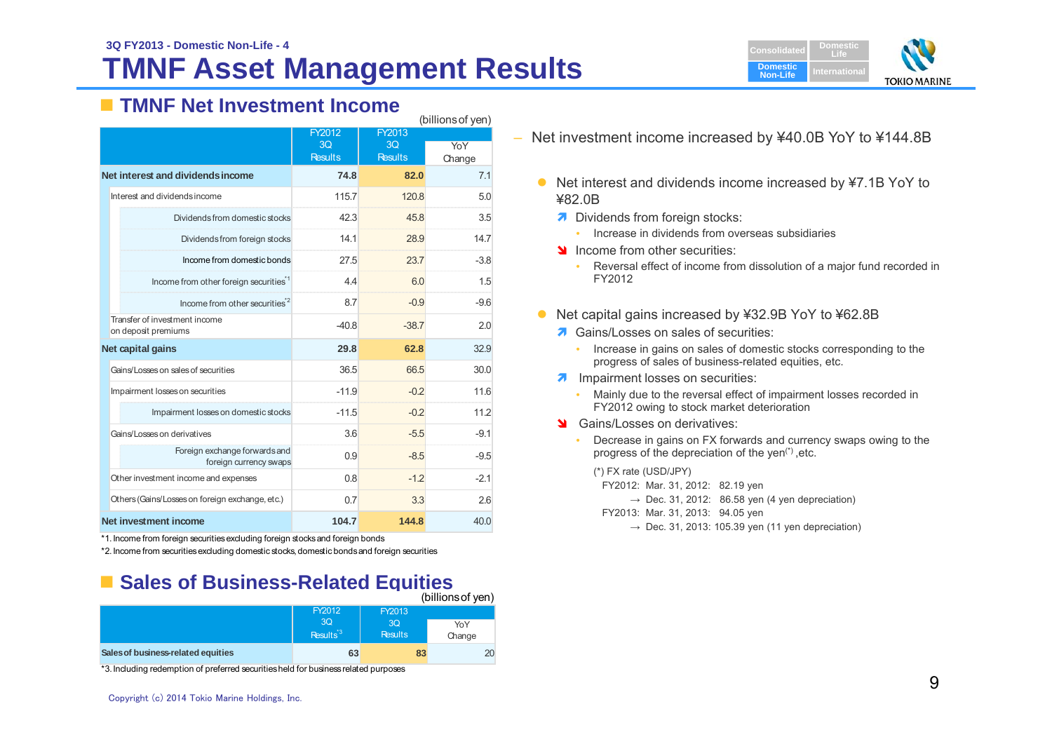3Q FY2013 - Domestic Non-Life - 4

# TMNF Asset Management Results

## TMNF Net Investment Income

(billions of yen)

| | FY2012 3Q Results | FY2013 3Q Results | YoY Change |
|---|---|---|---|
| **Net interest and dividends income** | **74.8** | **82.0** | 7.1 |
| Interest and dividends income | 115.7 | 120.8 | 5.0 |
| Dividends from domestic stocks | 42.3 | 45.8 | 3.5 |
| Dividends from foreign stocks | 14.1 | 28.9 | 14.7 |
| Income from domestic bonds | 27.5 | 23.7 | -3.8 |
| Income from other foreign securities*1 | 4.4 | 6.0 | 1.5 |
| Income from other securities*2 | 8.7 | -0.9 | -9.6 |
| Transfer of investment income on deposit premiums | -40.8 | -38.7 | 2.0 |
| **Net capital gains** | **29.8** | **62.8** | 32.9 |
| Gains/Losses on sales of securities | 36.5 | 66.5 | 30.0 |
| Impairment losses on securities | -11.9 | -0.2 | 11.6 |
| Impairment losses on domestic stocks | -11.5 | -0.2 | 11.2 |
| Gains/Losses on derivatives | 3.6 | -5.5 | -9.1 |
| Foreign exchange forwards and foreign currency swaps | 0.9 | -8.5 | -9.5 |
| Other investment income and expenses | 0.8 | -1.2 | -2.1 |
| Others (Gains/Losses on foreign exchange, etc.) | 0.7 | 3.3 | 2.6 |
| **Net investment income** | **104.7** | **144.8** | 40.0 |

*1. Income from foreign securities excluding foreign stocks and foreign bonds

*2. Income from securities excluding domestic stocks, domestic bonds and foreign securities

– Net investment income increased by ¥40.0B YoY to ¥144.8B

- Net interest and dividends income increased by ¥7.1B YoY to ¥82.0B
  - ↗ Dividends from foreign stocks:
    - Increase in dividends from overseas subsidiaries
  - ↘ Income from other securities:
    - Reversal effect of income from dissolution of a major fund recorded in FY2012

- Net capital gains increased by ¥32.9B YoY to ¥62.8B
  - ↗ Gains/Losses on sales of securities:
    - Increase in gains on sales of domestic stocks corresponding to the progress of sales of business-related equities, etc.
  - ↗ Impairment losses on securities:
    - Mainly due to the reversal effect of impairment losses recorded in FY2012 owing to stock market deterioration
  - ↘ Gains/Losses on derivatives:
    - Decrease in gains on FX forwards and currency swaps owing to the progress of the depreciation of the yen(*) ,etc.

    (*) FX rate (USD/JPY)
    FY2012: Mar. 31, 2012: 82.19 yen
    → Dec. 31, 2012: 86.58 yen (4 yen depreciation)
    FY2013: Mar. 31, 2013: 94.05 yen
    → Dec. 31, 2013: 105.39 yen (11 yen depreciation)

## Sales of Business-Related Equities

(billions of yen)

| | FY2012 3Q Results*3 | FY2013 3Q Results | YoY Change |
|---|---|---|---|
| **Sales of business-related equities** | **63** | **83** | 20 |

*3. Including redemption of preferred securities held for business related purposes

Copyright (c) 2014 Tokio Marine Holdings, Inc.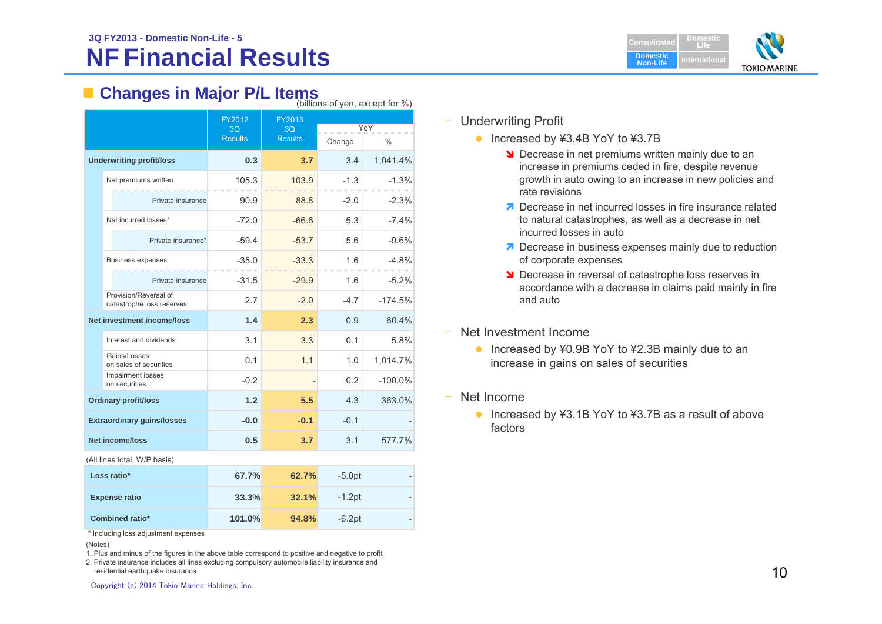3Q FY2013 - Domestic Non-Life - 5

# NF Financial Results

## Changes in Major P/L Items

(billions of yen, except for %)

| | FY2012 3Q Results | FY2013 3Q Results | YoY Change | YoY % |
|---|---|---|---|---|
| **Underwriting profit/loss** | **0.3** | **3.7** | 3.4 | 1,041.4% |
| Net premiums written | 105.3 | 103.9 | -1.3 | -1.3% |
| Private insurance | 90.9 | 88.8 | -2.0 | -2.3% |
| Net incurred losses* | -72.0 | -66.6 | 5.3 | -7.4% |
| Private insurance* | -59.4 | -53.7 | 5.6 | -9.6% |
| Business expenses | -35.0 | -33.3 | 1.6 | -4.8% |
| Private insurance | -31.5 | -29.9 | 1.6 | -5.2% |
| Provision/Reversal of catastrophe loss reserves | 2.7 | -2.0 | -4.7 | -174.5% |
| **Net investment income/loss** | **1.4** | **2.3** | 0.9 | 60.4% |
| Interest and dividends | 3.1 | 3.3 | 0.1 | 5.8% |
| Gains/Losses on sales of securities | 0.1 | 1.1 | 1.0 | 1,014.7% |
| Impairment losses on securities | -0.2 | - | 0.2 | -100.0% |
| **Ordinary profit/loss** | **1.2** | **5.5** | 4.3 | 363.0% |
| **Extraordinary gains/losses** | **-0.0** | **-0.1** | -0.1 | - |
| **Net income/loss** | **0.5** | **3.7** | 3.1 | 577.7% |

(All lines total, W/P basis)

| | FY2012 3Q Results | FY2013 3Q Results | YoY Change | YoY % |
|---|---|---|---|---|
| **Loss ratio*** | **67.7%** | **62.7%** | -5.0pt | - |
| **Expense ratio** | **33.3%** | **32.1%** | -1.2pt | - |
| **Combined ratio*** | **101.0%** | **94.8%** | -6.2pt | - |

\* Including loss adjustment expenses

(Notes)
1. Plus and minus of the figures in the above table correspond to positive and negative to profit
2. Private insurance includes all lines excluding compulsory automobile liability insurance and residential earthquake insurance

- Underwriting Profit
  - Increased by ¥3.4B YoY to ¥3.7B
    - ↘ Decrease in net premiums written mainly due to an increase in premiums ceded in fire, despite revenue growth in auto owing to an increase in new policies and rate revisions
    - ↗ Decrease in net incurred losses in fire insurance related to natural catastrophes, as well as a decrease in net incurred losses in auto
    - ↗ Decrease in business expenses mainly due to reduction of corporate expenses
    - ↘ Decrease in reversal of catastrophe loss reserves in accordance with a decrease in claims paid mainly in fire and auto
- Net Investment Income
  - Increased by ¥0.9B YoY to ¥2.3B mainly due to an increase in gains on sales of securities
- Net Income
  - Increased by ¥3.1B YoY to ¥3.7B as a result of above factors

Copyright (c) 2014 Tokio Marine Holdings, Inc.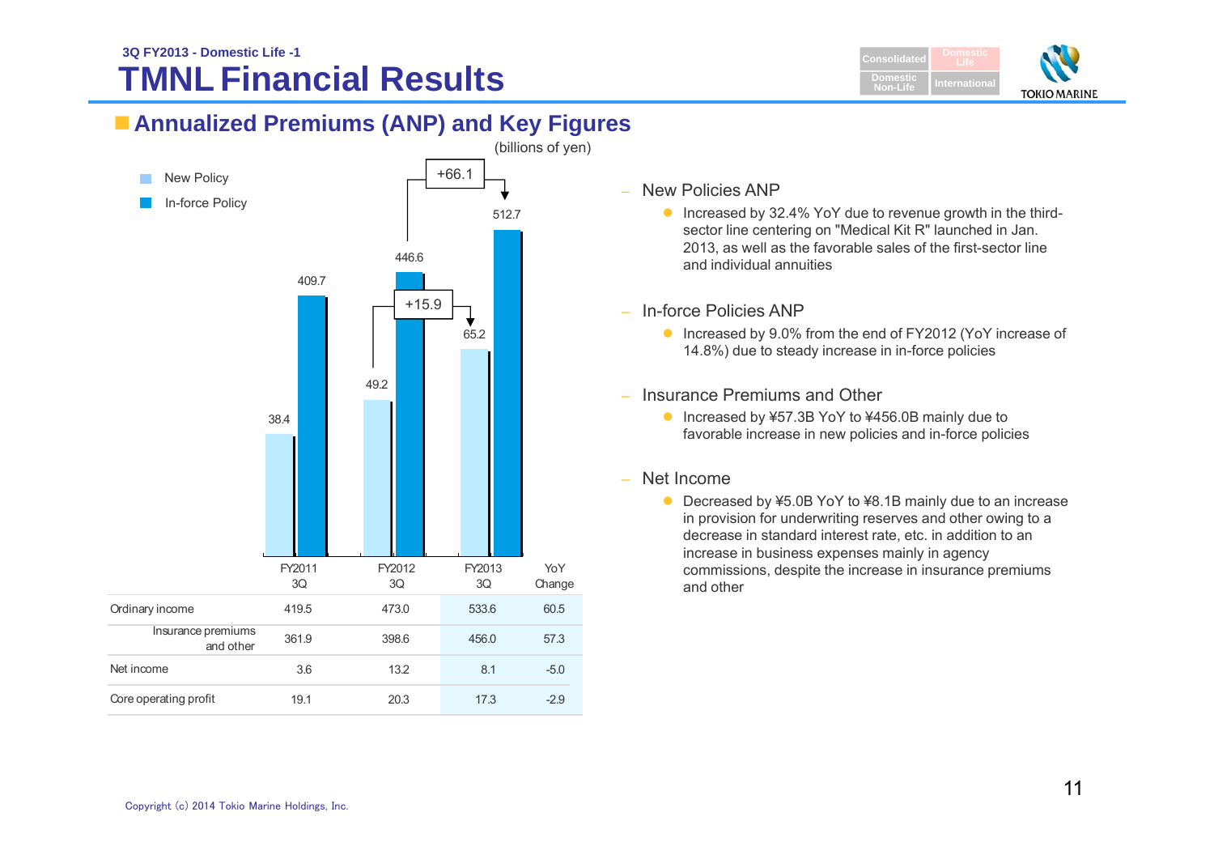3Q FY2013 - Domestic Life -1

# TMNL Financial Results

## Annualized Premiums (ANP) and Key Figures

(billions of yen)

| | FY2011 3Q | FY2012 3Q | FY2013 3Q |
|---|---|---|---|
| New Policy | 38.4 | 49.2 | 65.2 |
| In-force Policy | 409.7 | 446.6 | 512.7 |

New Policy: +15.9 (FY2012 3Q to FY2013 3Q); In-force Policy: +66.1 (FY2012 3Q to FY2013 3Q)

| | FY2011 3Q | FY2012 3Q | FY2013 3Q | YoY Change |
|---|---|---|---|---|
| Ordinary income | 419.5 | 473.0 | 533.6 | 60.5 |
| Insurance premiums and other | 361.9 | 398.6 | 456.0 | 57.3 |
| Net income | 3.6 | 13.2 | 8.1 | -5.0 |
| Core operating profit | 19.1 | 20.3 | 17.3 | -2.9 |

- New Policies ANP
  - Increased by 32.4% YoY due to revenue growth in the third-sector line centering on "Medical Kit R" launched in Jan. 2013, as well as the favorable sales of the first-sector line and individual annuities
- In-force Policies ANP
  - Increased by 9.0% from the end of FY2012 (YoY increase of 14.8%) due to steady increase in in-force policies
- Insurance Premiums and Other
  - Increased by ¥57.3B YoY to ¥456.0B mainly due to favorable increase in new policies and in-force policies
- Net Income
  - Decreased by ¥5.0B YoY to ¥8.1B mainly due to an increase in provision for underwriting reserves and other owing to a decrease in standard interest rate, etc. in addition to an increase in business expenses mainly in agency commissions, despite the increase in insurance premiums and other

Copyright (c) 2014 Tokio Marine Holdings, Inc.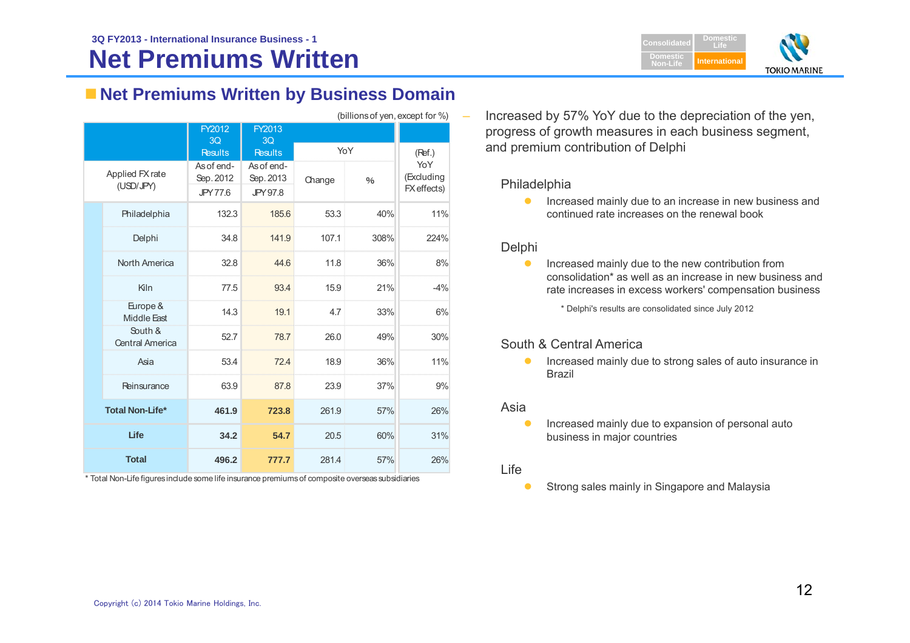3Q FY2013 - International Insurance Business - 1

# Net Premiums Written

## Net Premiums Written by Business Domain

(billions of yen, except for %)

| Applied FX rate (USD/JPY) | FY2012 3Q Results As of end-Sep. 2012 JPY 77.6 | FY2013 3Q Results As of end-Sep. 2013 JPY 97.8 | YoY Change | YoY % | (Ref.) YoY (Excluding FX effects) |
|---|---|---|---|---|---|
| Philadelphia | 132.3 | 185.6 | 53.3 | 40% | 11% |
| Delphi | 34.8 | 141.9 | 107.1 | 308% | 224% |
| North America | 32.8 | 44.6 | 11.8 | 36% | 8% |
| Kiln | 77.5 | 93.4 | 15.9 | 21% | -4% |
| Europe & Middle East | 14.3 | 19.1 | 4.7 | 33% | 6% |
| South & Central America | 52.7 | 78.7 | 26.0 | 49% | 30% |
| Asia | 53.4 | 72.4 | 18.9 | 36% | 11% |
| Reinsurance | 63.9 | 87.8 | 23.9 | 37% | 9% |
| **Total Non-Life*** | **461.9** | **723.8** | 261.9 | 57% | 26% |
| **Life** | **34.2** | **54.7** | 20.5 | 60% | 31% |
| **Total** | **496.2** | **777.7** | 281.4 | 57% | 26% |

\* Total Non-Life figures include some life insurance premiums of composite overseas subsidiaries

– Increased by 57% YoY due to the depreciation of the yen, progress of growth measures in each business segment, and premium contribution of Delphi

Philadelphia

- Increased mainly due to an increase in new business and continued rate increases on the renewal book

Delphi

- Increased mainly due to the new contribution from consolidation* as well as an increase in new business and rate increases in excess workers' compensation business

  \* Delphi's results are consolidated since July 2012

South & Central America

- Increased mainly due to strong sales of auto insurance in Brazil

Asia

- Increased mainly due to expansion of personal auto business in major countries

Life

- Strong sales mainly in Singapore and Malaysia

Copyright (c) 2014 Tokio Marine Holdings, Inc.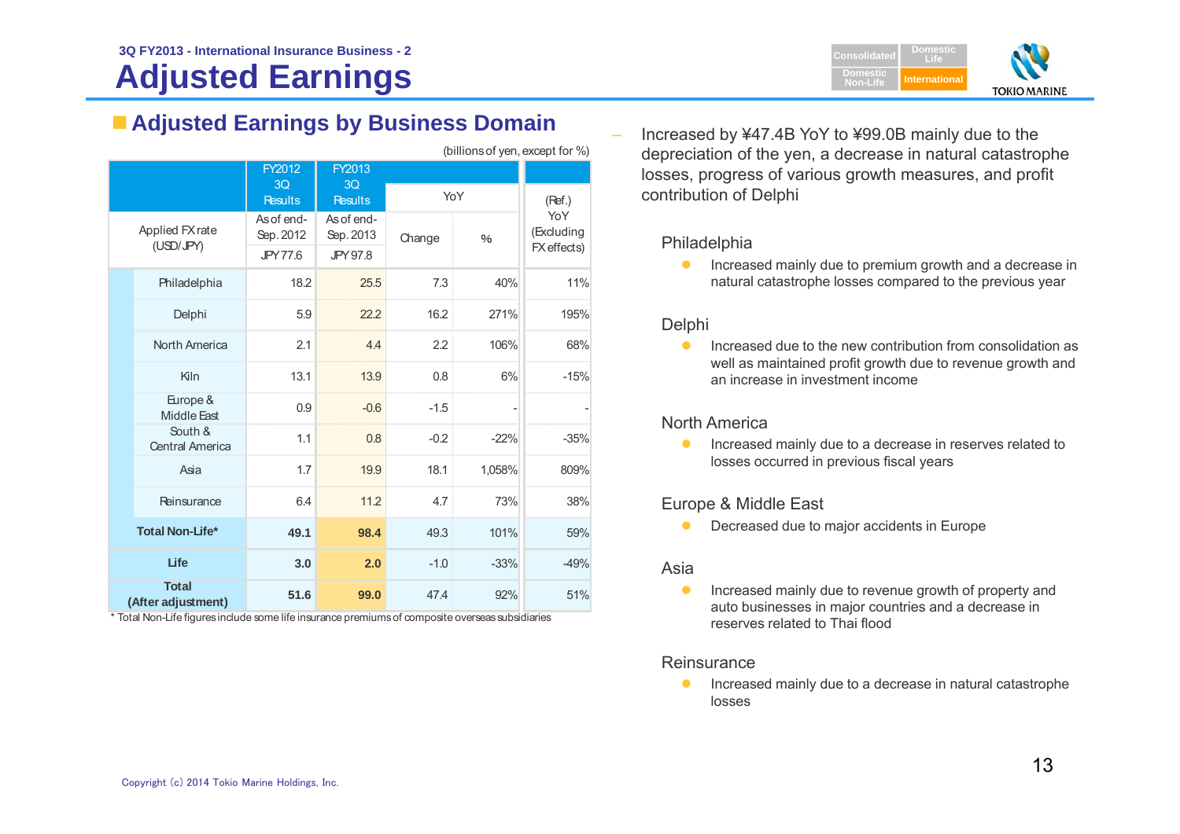3Q FY2013 - International Insurance Business - 2

# Adjusted Earnings

## ■ Adjusted Earnings by Business Domain

(billions of yen, except for %)

| | FY2012 3Q Results | FY2013 3Q Results | YoY | | (Ref.) YoY (Excluding FX effects) |
|---|---|---|---|---|---|
| Applied FX rate (USD/JPY) | As of end-Sep. 2012 JPY 77.6 | As of end-Sep. 2013 JPY 97.8 | Change | % | |
| Philadelphia | 18.2 | 25.5 | 7.3 | 40% | 11% |
| Delphi | 5.9 | 22.2 | 16.2 | 271% | 195% |
| North America | 2.1 | 4.4 | 2.2 | 106% | 68% |
| Kiln | 13.1 | 13.9 | 0.8 | 6% | -15% |
| Europe & Middle East | 0.9 | -0.6 | -1.5 | - | - |
| South & Central America | 1.1 | 0.8 | -0.2 | -22% | -35% |
| Asia | 1.7 | 19.9 | 18.1 | 1,058% | 809% |
| Reinsurance | 6.4 | 11.2 | 4.7 | 73% | 38% |
| **Total Non-Life*** | **49.1** | **98.4** | 49.3 | 101% | 59% |
| **Life** | **3.0** | **2.0** | -1.0 | -33% | -49% |
| **Total (After adjustment)** | **51.6** | **99.0** | 47.4 | 92% | 51% |

\* Total Non-Life figures include some life insurance premiums of composite overseas subsidiaries

– Increased by ¥47.4B YoY to ¥99.0B mainly due to the depreciation of the yen, a decrease in natural catastrophe losses, progress of various growth measures, and profit contribution of Delphi

Philadelphia

- Increased mainly due to premium growth and a decrease in natural catastrophe losses compared to the previous year

Delphi

- Increased due to the new contribution from consolidation as well as maintained profit growth due to revenue growth and an increase in investment income

North America

- Increased mainly due to a decrease in reserves related to losses occurred in previous fiscal years

Europe & Middle East

- Decreased due to major accidents in Europe

Asia

- Increased mainly due to revenue growth of property and auto businesses in major countries and a decrease in reserves related to Thai flood

Reinsurance

- Increased mainly due to a decrease in natural catastrophe losses

Copyright (c) 2014 Tokio Marine Holdings, Inc.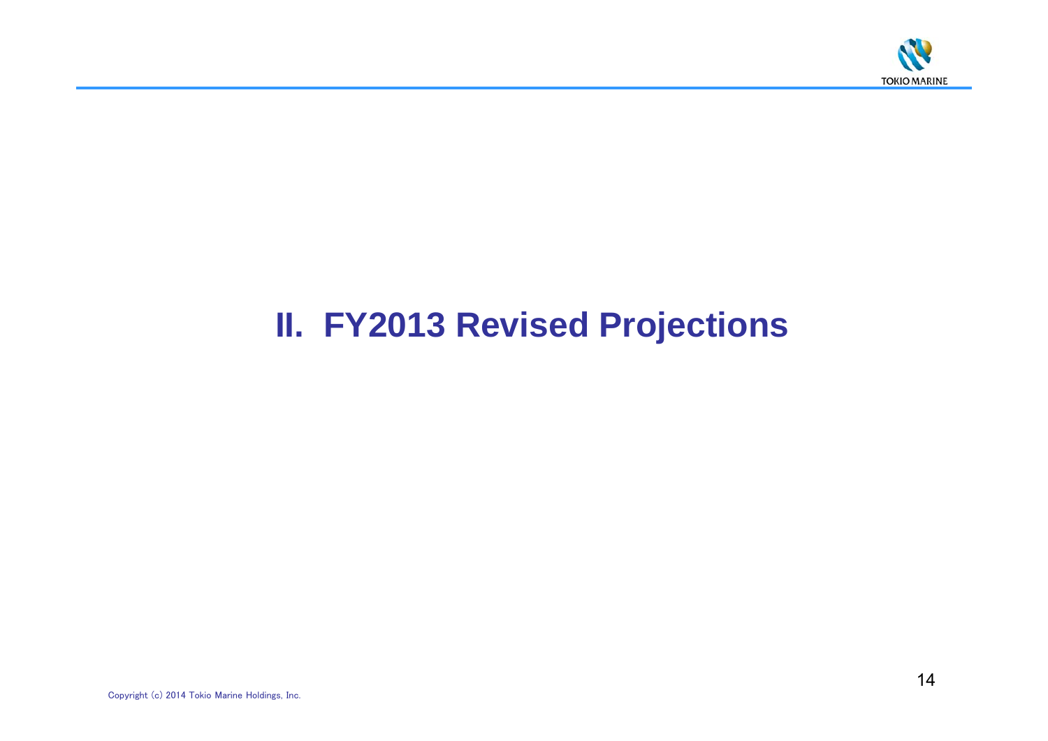# II. FY2013 Revised Projections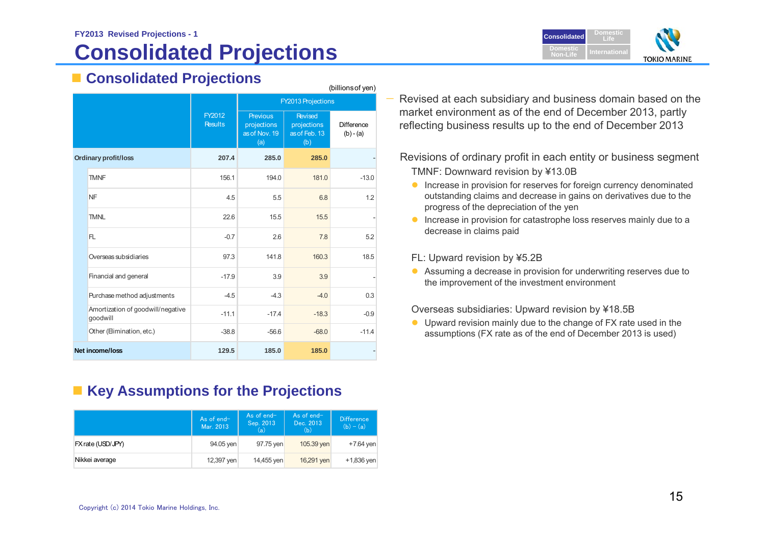FY2013 Revised Projections - 1

# Consolidated Projections

## Consolidated Projections

(billions of yen)

| | FY2012 Results | FY2013 Projections | | |
|---|---|---|---|---|
| | | Previous projections as of Nov. 19 (a) | Revised projections as of Feb. 13 (b) | Difference (b) - (a) |
| **Ordinary profit/loss** | **207.4** | **285.0** | **285.0** | - |
| TMNF | 156.1 | 194.0 | 181.0 | -13.0 |
| NF | 4.5 | 5.5 | 6.8 | 1.2 |
| TMNL | 22.6 | 15.5 | 15.5 | - |
| FL | -0.7 | 2.6 | 7.8 | 5.2 |
| Overseas subsidiaries | 97.3 | 141.8 | 160.3 | 18.5 |
| Financial and general | -17.9 | 3.9 | 3.9 | - |
| Purchase method adjustments | -4.5 | -4.3 | -4.0 | 0.3 |
| Amortization of goodwill/negative goodwill | -11.1 | -17.4 | -18.3 | -0.9 |
| Other (Elimination, etc.) | -38.8 | -56.6 | -68.0 | -11.4 |
| **Net income/loss** | **129.5** | **185.0** | **185.0** | - |

— Revised at each subsidiary and business domain based on the market environment as of the end of December 2013, partly reflecting business results up to the end of December 2013

Revisions of ordinary profit in each entity or business segment

TMNF: Downward revision by ¥13.0B

- Increase in provision for reserves for foreign currency denominated outstanding claims and decrease in gains on derivatives due to the progress of the depreciation of the yen
- Increase in provision for catastrophe loss reserves mainly due to a decrease in claims paid

FL: Upward revision by ¥5.2B

- Assuming a decrease in provision for underwriting reserves due to the improvement of the investment environment

Overseas subsidiaries: Upward revision by ¥18.5B

- Upward revision mainly due to the change of FX rate used in the assumptions (FX rate as of the end of December 2013 is used)

## Key Assumptions for the Projections

| | As of end-Mar. 2013 | As of end-Sep. 2013 (a) | As of end-Dec. 2013 (b) | Difference (b) – (a) |
|---|---|---|---|---|
| FX rate (USD/JPY) | 94.05 yen | 97.75 yen | 105.39 yen | +7.64 yen |
| Nikkei average | 12,397 yen | 14,455 yen | 16,291 yen | +1,836 yen |

Copyright (c) 2014 Tokio Marine Holdings, Inc.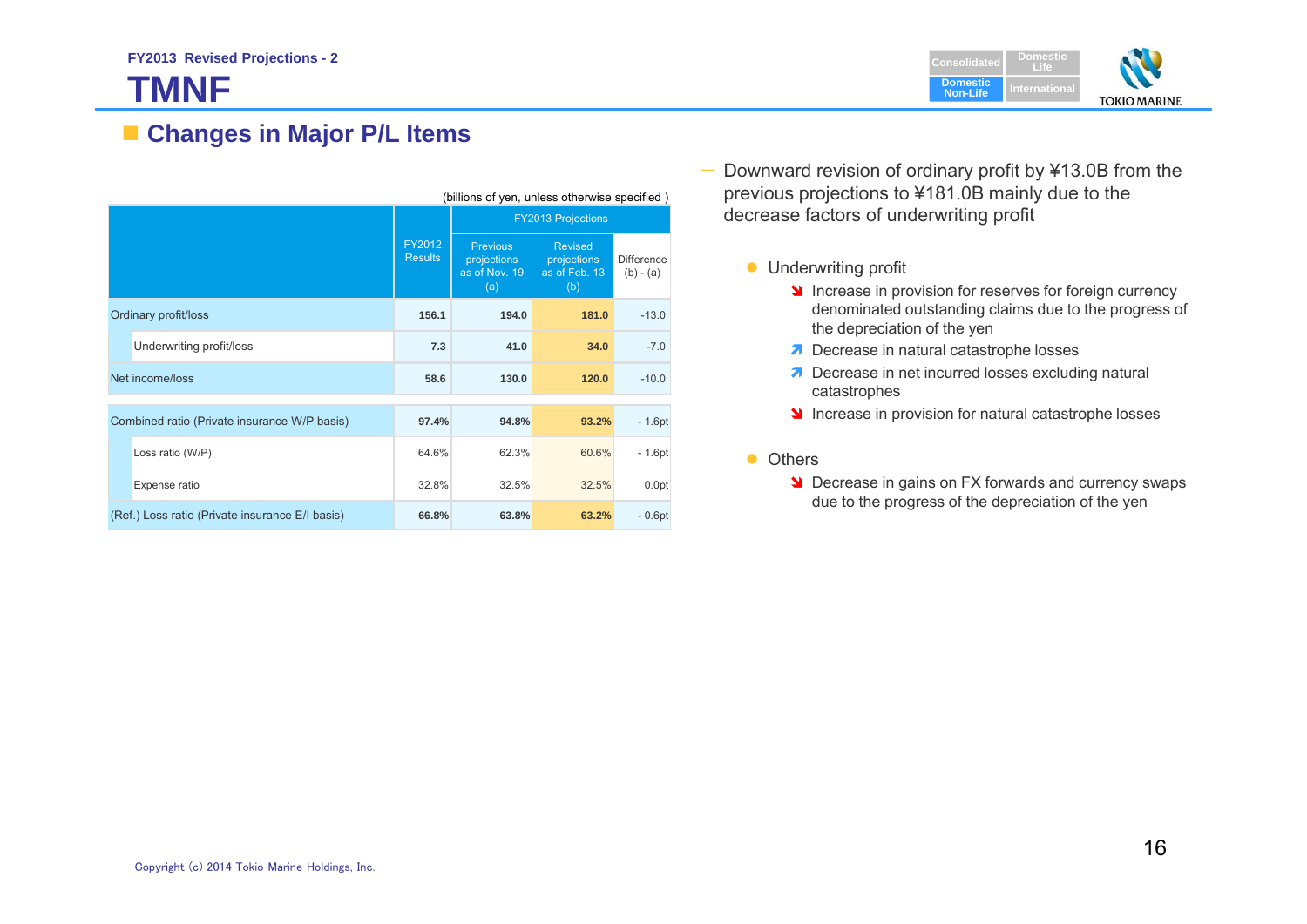FY2013 Revised Projections - 2

# TMNF

## Changes in Major P/L Items

(billions of yen, unless otherwise specified )

| | FY2012 Results | FY2013 Projections | | |
|---|---|---|---|---|
| | | Previous projections as of Nov. 19 (a) | Revised projections as of Feb. 13 (b) | Difference (b) - (a) |
| Ordinary profit/loss | 156.1 | 194.0 | 181.0 | -13.0 |
| Underwriting profit/loss | 7.3 | 41.0 | 34.0 | -7.0 |
| Net income/loss | 58.6 | 130.0 | 120.0 | -10.0 |
| Combined ratio (Private insurance W/P basis) | 97.4% | 94.8% | 93.2% | - 1.6pt |
| Loss ratio (W/P) | 64.6% | 62.3% | 60.6% | - 1.6pt |
| Expense ratio | 32.8% | 32.5% | 32.5% | 0.0pt |
| (Ref.) Loss ratio (Private insurance E/I basis) | 66.8% | 63.8% | 63.2% | - 0.6pt |

— Downward revision of ordinary profit by ¥13.0B from the previous projections to ¥181.0B mainly due to the decrease factors of underwriting profit

- Underwriting profit
  - ↘ Increase in provision for reserves for foreign currency denominated outstanding claims due to the progress of the depreciation of the yen
  - ↗ Decrease in natural catastrophe losses
  - ↗ Decrease in net incurred losses excluding natural catastrophes
  - ↘ Increase in provision for natural catastrophe losses

- Others
  - ↘ Decrease in gains on FX forwards and currency swaps due to the progress of the depreciation of the yen

Copyright (c) 2014 Tokio Marine Holdings, Inc.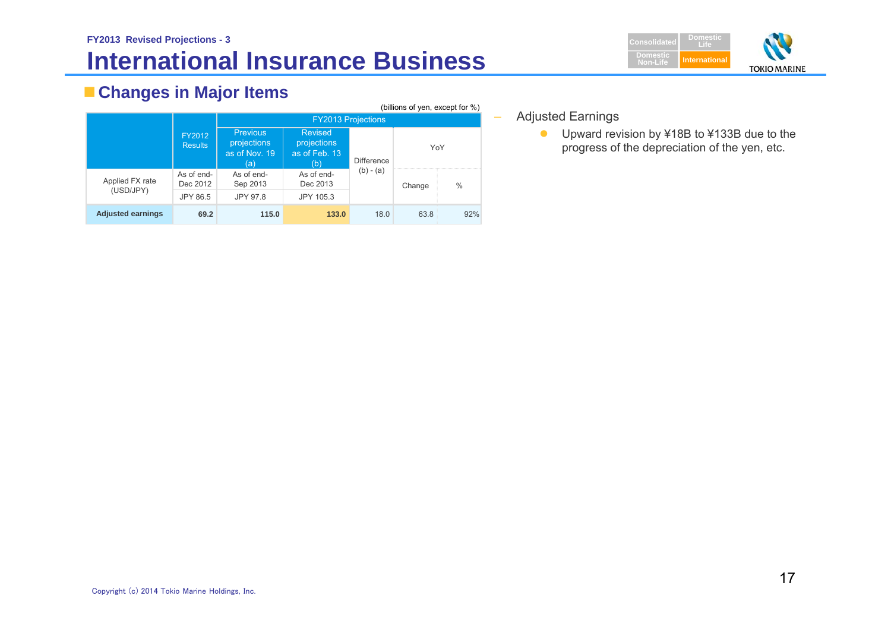FY2013 Revised Projections - 3

# International Insurance Business

## Changes in Major Items

(billions of yen, except for %)

| | FY2012 Results | FY2013 Projections | | | | |
|---|---|---|---|---|---|---|
| | | Previous projections as of Nov. 19 (a) | Revised projections as of Feb. 13 (b) | Difference (b) - (a) | YoY | |
| Applied FX rate (USD/JPY) | As of end-Dec 2012 | As of end-Sep 2013 | As of end-Dec 2013 | | Change | % |
| | JPY 86.5 | JPY 97.8 | JPY 105.3 | | | |
| **Adjusted earnings** | **69.2** | **115.0** | **133.0** | 18.0 | 63.8 | 92% |

- Adjusted Earnings
  - Upward revision by ¥18B to ¥133B due to the progress of the depreciation of the yen, etc.

Copyright (c) 2014 Tokio Marine Holdings, Inc.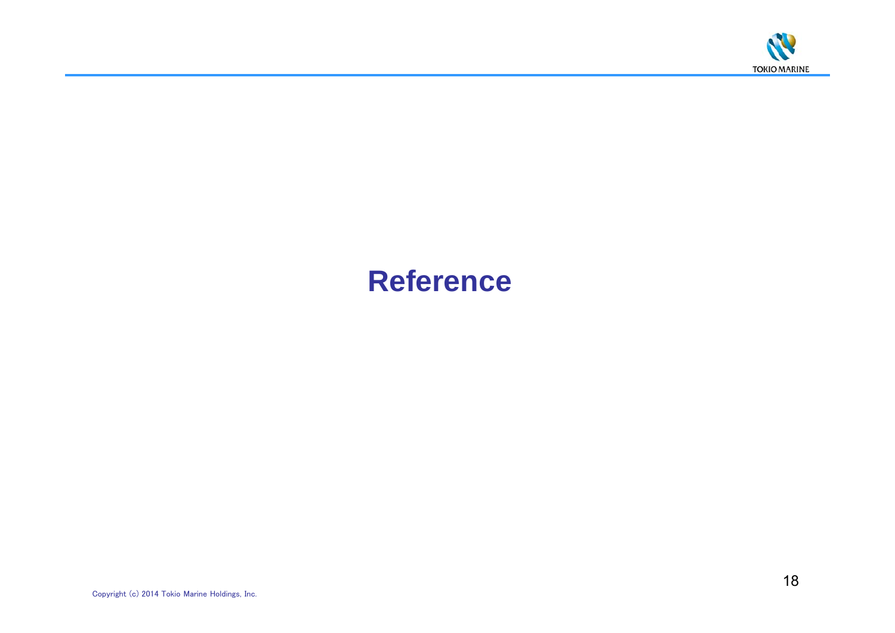# Reference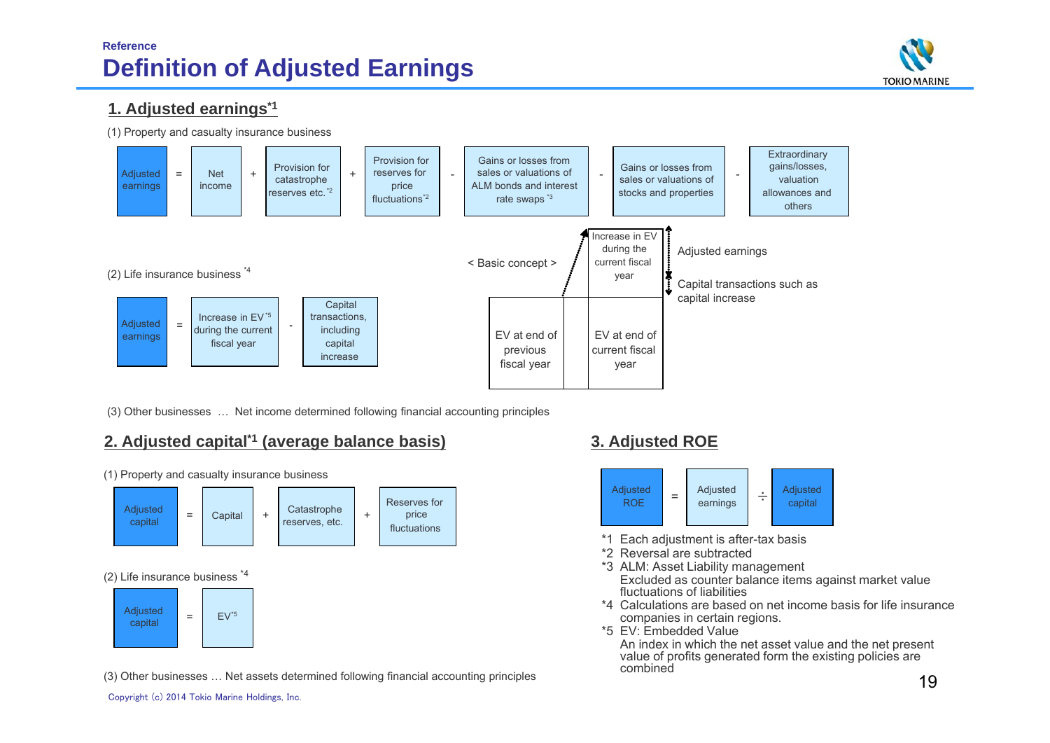Reference

# Definition of Adjusted Earnings

## 1. Adjusted earnings[*1]

(1) Property and casualty insurance business

Adjusted earnings = Net income + Provision for catastrophe reserves etc.[*2] + Provision for reserves for price fluctuations[*2] - Gains or losses from sales or valuations of ALM bonds and interest rate swaps[*3] - Gains or losses from sales or valuations of stocks and properties - Extraordinary gains/losses, valuation allowances and others

(2) Life insurance business[*4]

Adjusted earnings = Increase in EV[*5] during the current fiscal year - Capital transactions, including capital increase

< Basic concept >

- EV at end of previous fiscal year
- EV at end of current fiscal year
- Increase in EV during the current fiscal year
  - Adjusted earnings
  - Capital transactions such as capital increase

(3) Other businesses … Net income determined following financial accounting principles

## 2. Adjusted capital[*1] (average balance basis)

(1) Property and casualty insurance business

Adjusted capital = Capital + Catastrophe reserves, etc. + Reserves for price fluctuations

(2) Life insurance business[*4]

Adjusted capital = EV[*5]

(3) Other businesses … Net assets determined following financial accounting principles

## 3. Adjusted ROE

Adjusted ROE = Adjusted earnings ÷ Adjusted capital

*1 Each adjustment is after-tax basis

*2 Reversal are subtracted

*3 ALM: Asset Liability management
Excluded as counter balance items against market value fluctuations of liabilities

*4 Calculations are based on net income basis for life insurance companies in certain regions.

*5 EV: Embedded Value
An index in which the net asset value and the net present value of profits generated form the existing policies are combined

Copyright (c) 2014 Tokio Marine Holdings, Inc.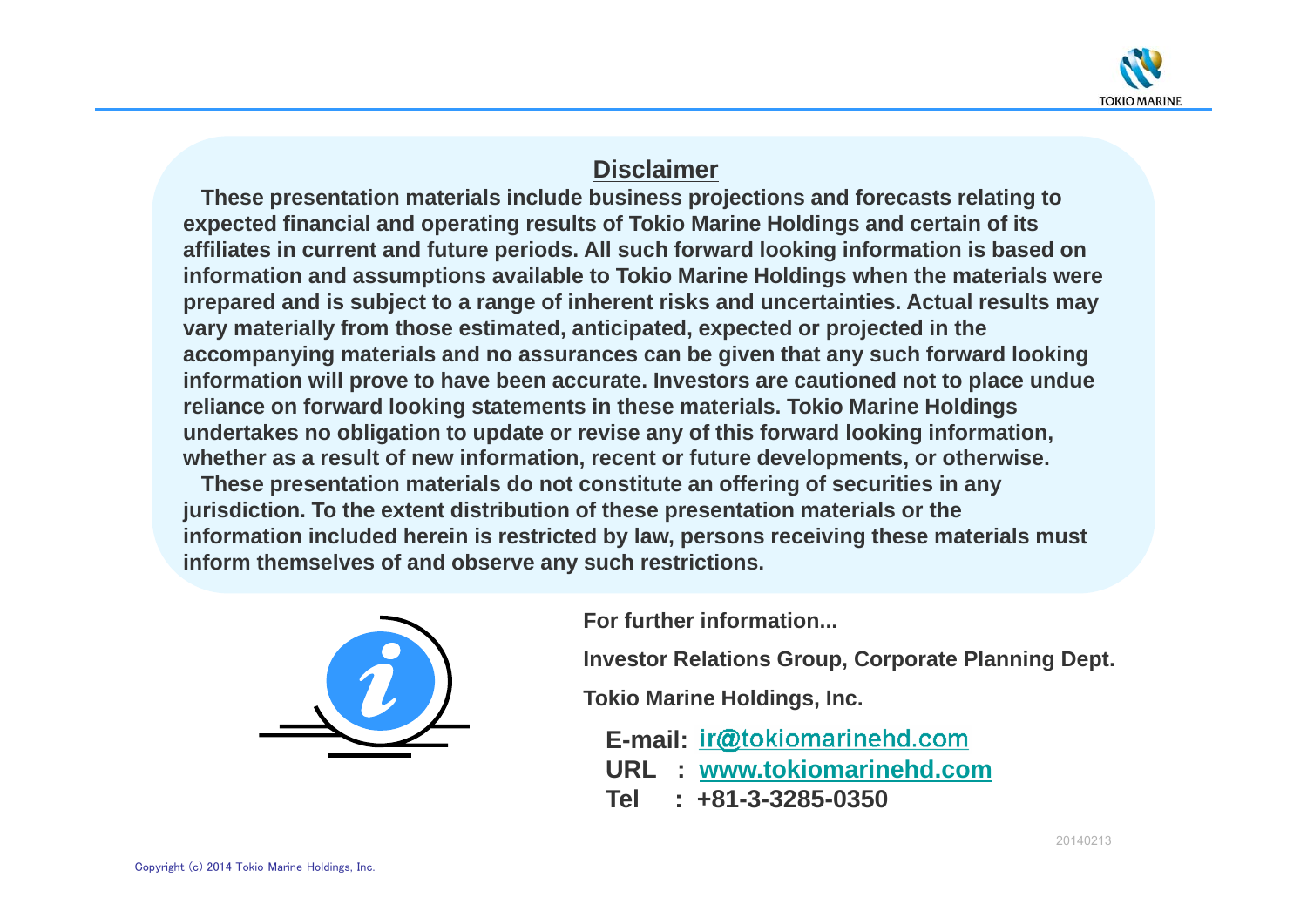## Disclaimer

These presentation materials include business projections and forecasts relating to expected financial and operating results of Tokio Marine Holdings and certain of its affiliates in current and future periods. All such forward looking information is based on information and assumptions available to Tokio Marine Holdings when the materials were prepared and is subject to a range of inherent risks and uncertainties. Actual results may vary materially from those estimated, anticipated, expected or projected in the accompanying materials and no assurances can be given that any such forward looking information will prove to have been accurate. Investors are cautioned not to place undue reliance on forward looking statements in these materials. Tokio Marine Holdings undertakes no obligation to update or revise any of this forward looking information, whether as a result of new information, recent or future developments, or otherwise.

These presentation materials do not constitute an offering of securities in any jurisdiction. To the extent distribution of these presentation materials or the information included herein is restricted by law, persons receiving these materials must inform themselves of and observe any such restrictions.

**For further information...**

**Investor Relations Group, Corporate Planning Dept.**

**Tokio Marine Holdings, Inc.**

**E-mail:** ir@tokiomarinehd.com
**URL :** www.tokiomarinehd.com
**Tel : +81-3-3285-0350**

20140213

Copyright (c) 2014 Tokio Marine Holdings, Inc.